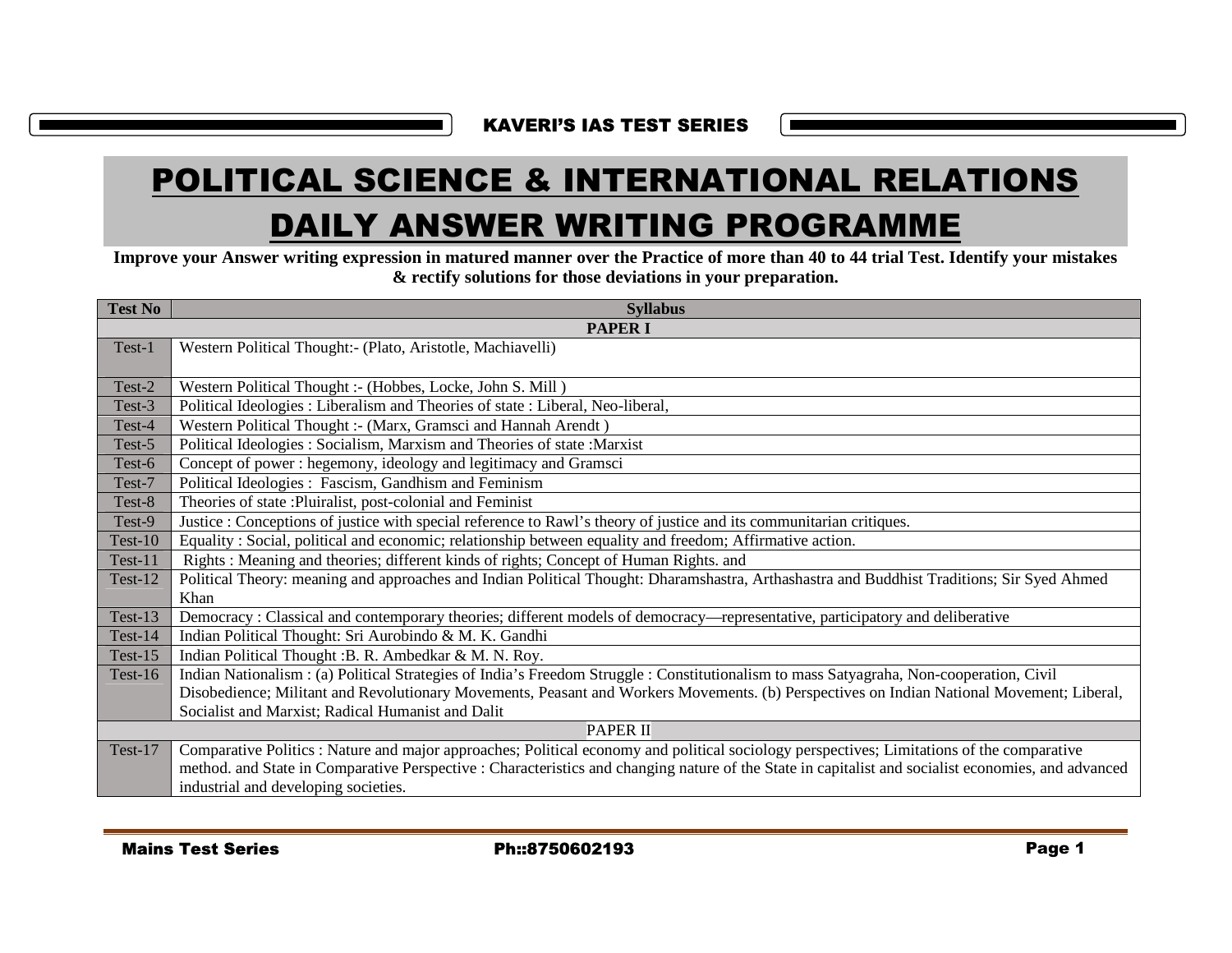KAVERI'S IAS TEST SERIES

# POLITICAL SCIENCE & INTERNATIONAL RELATIONS

# DAILY ANSWER WRITING PROGRAMME

**Improve your Answer writing expression in matured manner over the Practice of more than 40 to 44 trial Test. Identify your mistakes & rectify solutions for those deviations in your preparation.**

| Test No | Syllabus |
|---|---|
| | **PAPER I** |
| Test-1 | Western Political Thought:- (Plato, Aristotle, Machiavelli) |
| Test-2 | Western Political Thought :- (Hobbes, Locke, John S. Mill ) |
| Test-3 | Political Ideologies : Liberalism and Theories of state : Liberal, Neo-liberal, |
| Test-4 | Western Political Thought :- (Marx, Gramsci and Hannah Arendt ) |
| Test-5 | Political Ideologies : Socialism, Marxism and Theories of state :Marxist |
| Test-6 | Concept of power : hegemony, ideology and legitimacy and Gramsci |
| Test-7 | Political Ideologies : Fascism, Gandhism and Feminism |
| Test-8 | Theories of state :Pluiralist, post-colonial and Feminist |
| Test-9 | Justice : Conceptions of justice with special reference to Rawl's theory of justice and its communitarian critiques. |
| Test-10 | Equality : Social, political and economic; relationship between equality and freedom; Affirmative action. |
| Test-11 | Rights : Meaning and theories; different kinds of rights; Concept of Human Rights. and |
| Test-12 | Political Theory: meaning and approaches and Indian Political Thought: Dharamshastra, Arthashastra and Buddhist Traditions; Sir Syed Ahmed Khan |
| Test-13 | Democracy : Classical and contemporary theories; different models of democracy—representative, participatory and deliberative |
| Test-14 | Indian Political Thought: Sri Aurobindo & M. K. Gandhi |
| Test-15 | Indian Political Thought :B. R. Ambedkar & M. N. Roy. |
| Test-16 | Indian Nationalism : (a) Political Strategies of India's Freedom Struggle : Constitutionalism to mass Satyagraha, Non-cooperation, Civil Disobedience; Militant and Revolutionary Movements, Peasant and Workers Movements. (b) Perspectives on Indian National Movement; Liberal, Socialist and Marxist; Radical Humanist and Dalit |
| | PAPER II |
| Test-17 | Comparative Politics : Nature and major approaches; Political economy and political sociology perspectives; Limitations of the comparative method. and State in Comparative Perspective : Characteristics and changing nature of the State in capitalist and socialist economies, and advanced industrial and developing societies. |

Mains Test Series Ph::8750602193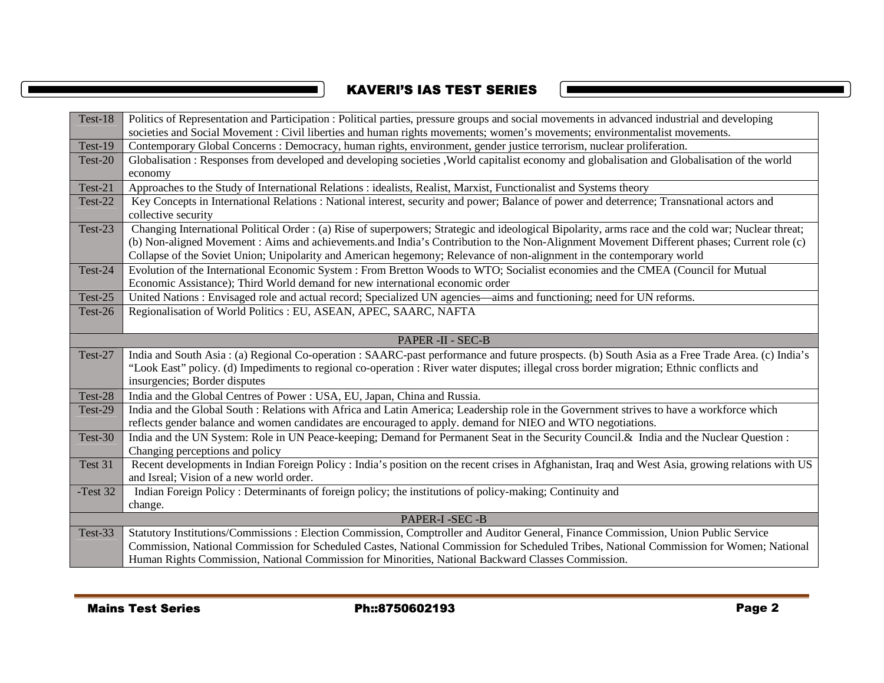| Test-18 | Politics of Representation and Participation : Political parties, pressure groups and social movements in advanced industrial and developing societies and Social Movement : Civil liberties and human rights movements; women's movements; environmentalist movements. |
|---|---|
| Test-19 | Contemporary Global Concerns : Democracy, human rights, environment, gender justice terrorism, nuclear proliferation. |
| Test-20 | Globalisation : Responses from developed and developing societies ,World capitalist economy and globalisation and Globalisation of the world economy |
| Test-21 | Approaches to the Study of International Relations : idealists, Realist, Marxist, Functionalist and Systems theory |
| Test-22 | Key Concepts in International Relations : National interest, security and power; Balance of power and deterrence; Transnational actors and collective security |
| Test-23 | Changing International Political Order : (a) Rise of superpowers; Strategic and ideological Bipolarity, arms race and the cold war; Nuclear threat; (b) Non-aligned Movement : Aims and achievements.and India's Contribution to the Non-Alignment Movement Different phases; Current role (c) Collapse of the Soviet Union; Unipolarity and American hegemony; Relevance of non-alignment in the contemporary world |
| Test-24 | Evolution of the International Economic System : From Bretton Woods to WTO; Socialist economies and the CMEA (Council for Mutual Economic Assistance); Third World demand for new international economic order |
| Test-25 | United Nations : Envisaged role and actual record; Specialized UN agencies—aims and functioning; need for UN reforms. |
| Test-26 | Regionalisation of World Politics : EU, ASEAN, APEC, SAARC, NAFTA |
| PAPER -II - SEC-B | |
| Test-27 | India and South Asia : (a) Regional Co-operation : SAARC-past performance and future prospects. (b) South Asia as a Free Trade Area. (c) India's "Look East" policy. (d) Impediments to regional co-operation : River water disputes; illegal cross border migration; Ethnic conflicts and insurgencies; Border disputes |
| Test-28 | India and the Global Centres of Power : USA, EU, Japan, China and Russia. |
| Test-29 | India and the Global South : Relations with Africa and Latin America; Leadership role in the Government strives to have a workforce which reflects gender balance and women candidates are encouraged to apply. demand for NIEO and WTO negotiations. |
| Test-30 | India and the UN System: Role in UN Peace-keeping; Demand for Permanent Seat in the Security Council.& India and the Nuclear Question : Changing perceptions and policy |
| Test 31 | Recent developments in Indian Foreign Policy : India's position on the recent crises in Afghanistan, Iraq and West Asia, growing relations with US and Isreal; Vision of a new world order. |
| -Test 32 | Indian Foreign Policy : Determinants of foreign policy; the institutions of policy-making; Continuity and change. |
| PAPER-I -SEC -B | |
| Test-33 | Statutory Institutions/Commissions : Election Commission, Comptroller and Auditor General, Finance Commission, Union Public Service Commission, National Commission for Scheduled Castes, National Commission for Scheduled Tribes, National Commission for Women; National Human Rights Commission, National Commission for Minorities, National Backward Classes Commission. |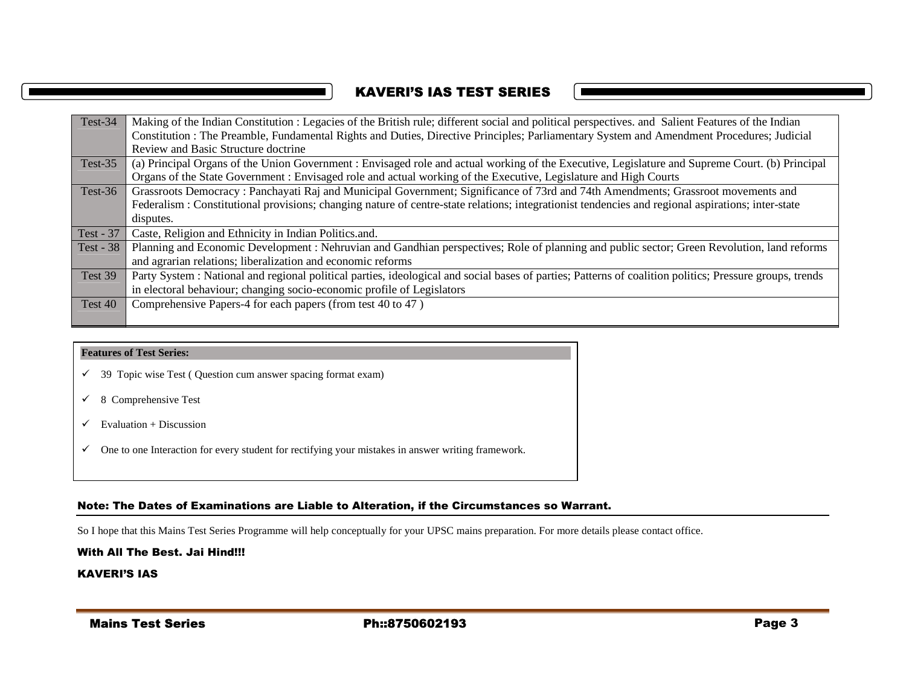| | |
|---|---|
| Test-34 | Making of the Indian Constitution : Legacies of the British rule; different social and political perspectives. and Salient Features of the Indian Constitution : The Preamble, Fundamental Rights and Duties, Directive Principles; Parliamentary System and Amendment Procedures; Judicial Review and Basic Structure doctrine |
| Test-35 | (a) Principal Organs of the Union Government : Envisaged role and actual working of the Executive, Legislature and Supreme Court. (b) Principal Organs of the State Government : Envisaged role and actual working of the Executive, Legislature and High Courts |
| Test-36 | Grassroots Democracy : Panchayati Raj and Municipal Government; Significance of 73rd and 74th Amendments; Grassroot movements and Federalism : Constitutional provisions; changing nature of centre-state relations; integrationist tendencies and regional aspirations; inter-state disputes. |
| Test - 37 | Caste, Religion and Ethnicity in Indian Politics.and. |
| Test - 38 | Planning and Economic Development : Nehruvian and Gandhian perspectives; Role of planning and public sector; Green Revolution, land reforms and agrarian relations; liberalization and economic reforms |
| Test 39 | Party System : National and regional political parties, ideological and social bases of parties; Patterns of coalition politics; Pressure groups, trends in electoral behaviour; changing socio-economic profile of Legislators |
| Test 40 | Comprehensive Papers-4 for each papers (from test 40 to 47 ) |

**Features of Test Series:**

- ✓ 39 Topic wise Test ( Question cum answer spacing format exam)
- ✓ 8 Comprehensive Test
- ✓ Evaluation + Discussion
- ✓ One to one Interaction for every student for rectifying your mistakes in answer writing framework.

**Note: The Dates of Examinations are Liable to Alteration, if the Circumstances so Warrant.**

So I hope that this Mains Test Series Programme will help conceptually for your UPSC mains preparation. For more details please contact office.

**With All The Best. Jai Hind!!!**

**KAVERI'S IAS**